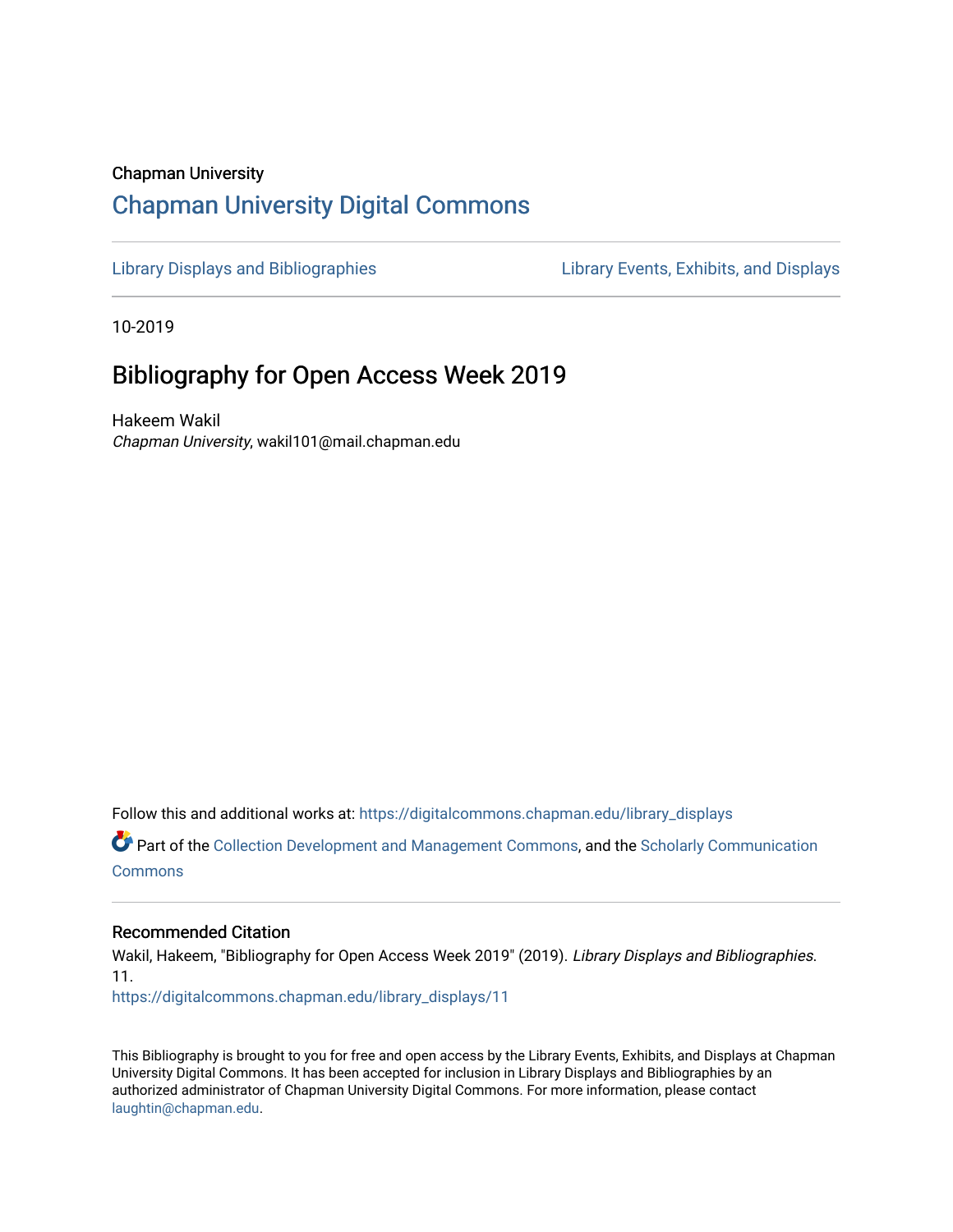Chapman University

## Chapman University Digital Commons

Library Displays and Bibliographies | Library Events, Exhibits, and Displays

10-2019

# Bibliography for Open Access Week 2019

Hakeem Wakil
*Chapman University*, wakil101@mail.chapman.edu

Follow this and additional works at: https://digitalcommons.chapman.edu/library_displays

Part of the Collection Development and Management Commons, and the Scholarly Communication Commons

### Recommended Citation

Wakil, Hakeem, "Bibliography for Open Access Week 2019" (2019). *Library Displays and Bibliographies*. 11.
https://digitalcommons.chapman.edu/library_displays/11

This Bibliography is brought to you for free and open access by the Library Events, Exhibits, and Displays at Chapman University Digital Commons. It has been accepted for inclusion in Library Displays and Bibliographies by an authorized administrator of Chapman University Digital Commons. For more information, please contact laughtin@chapman.edu.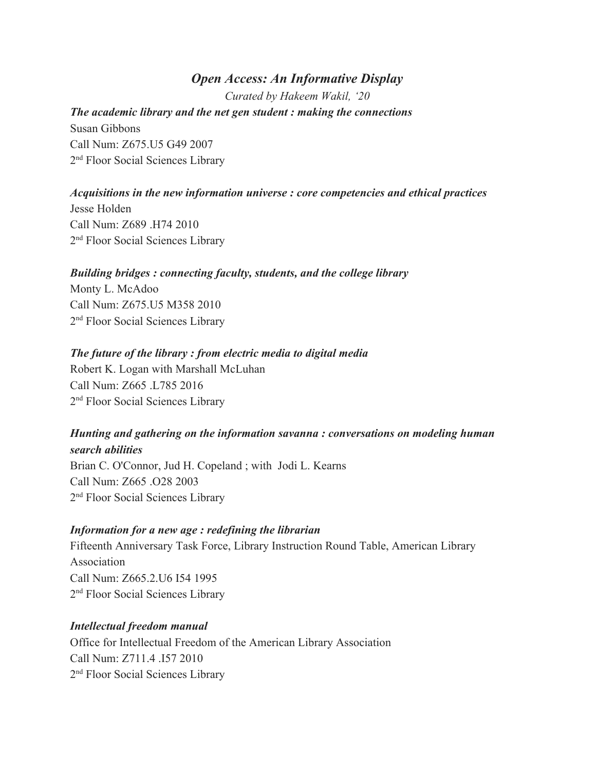# *Open Access: An Informative Display*

*Curated by Hakeem Wakil, '20*

***The academic library and the net gen student : making the connections***
Susan Gibbons
Call Num: Z675.U5 G49 2007
2nd Floor Social Sciences Library

***Acquisitions in the new information universe : core competencies and ethical practices***
Jesse Holden
Call Num: Z689 .H74 2010
2nd Floor Social Sciences Library

***Building bridges : connecting faculty, students, and the college library***
Monty L. McAdoo
Call Num: Z675.U5 M358 2010
2nd Floor Social Sciences Library

***The future of the library : from electric media to digital media***
Robert K. Logan with Marshall McLuhan
Call Num: Z665 .L785 2016
2nd Floor Social Sciences Library

***Hunting and gathering on the information savanna : conversations on modeling human search abilities***
Brian C. O'Connor, Jud H. Copeland ; with Jodi L. Kearns
Call Num: Z665 .O28 2003
2nd Floor Social Sciences Library

***Information for a new age : redefining the librarian***
Fifteenth Anniversary Task Force, Library Instruction Round Table, American Library Association
Call Num: Z665.2.U6 I54 1995
2nd Floor Social Sciences Library

***Intellectual freedom manual***
Office for Intellectual Freedom of the American Library Association
Call Num: Z711.4 .I57 2010
2nd Floor Social Sciences Library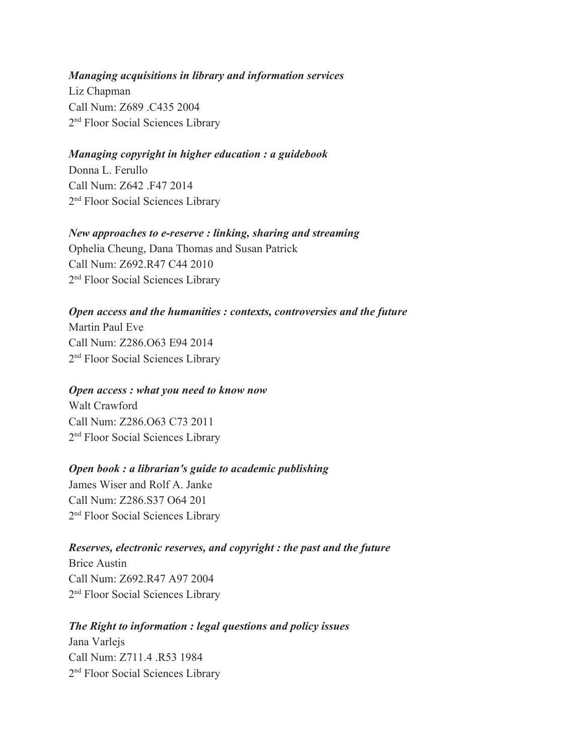***Managing acquisitions in library and information services***
Liz Chapman
Call Num: Z689 .C435 2004
2nd Floor Social Sciences Library

***Managing copyright in higher education : a guidebook***
Donna L. Ferullo
Call Num: Z642 .F47 2014
2nd Floor Social Sciences Library

***New approaches to e-reserve : linking, sharing and streaming***
Ophelia Cheung, Dana Thomas and Susan Patrick
Call Num: Z692.R47 C44 2010
2nd Floor Social Sciences Library

***Open access and the humanities : contexts, controversies and the future***
Martin Paul Eve
Call Num: Z286.O63 E94 2014
2nd Floor Social Sciences Library

***Open access : what you need to know now***
Walt Crawford
Call Num: Z286.O63 C73 2011
2nd Floor Social Sciences Library

***Open book : a librarian's guide to academic publishing***
James Wiser and Rolf A. Janke
Call Num: Z286.S37 O64 201
2nd Floor Social Sciences Library

***Reserves, electronic reserves, and copyright : the past and the future***
Brice Austin
Call Num: Z692.R47 A97 2004
2nd Floor Social Sciences Library

***The Right to information : legal questions and policy issues***
Jana Varlejs
Call Num: Z711.4 .R53 1984
2nd Floor Social Sciences Library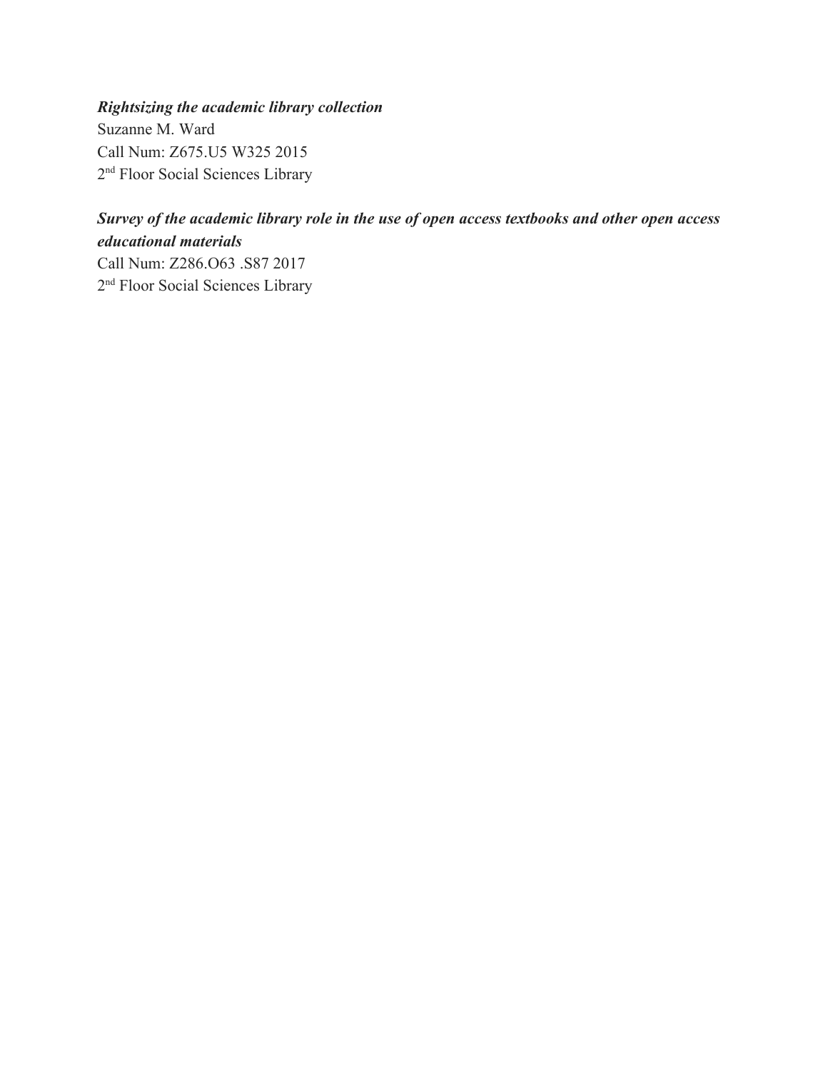***Rightsizing the academic library collection***
Suzanne M. Ward
Call Num: Z675.U5 W325 2015
2nd Floor Social Sciences Library

***Survey of the academic library role in the use of open access textbooks and other open access educational materials***
Call Num: Z286.O63 .S87 2017
2nd Floor Social Sciences Library